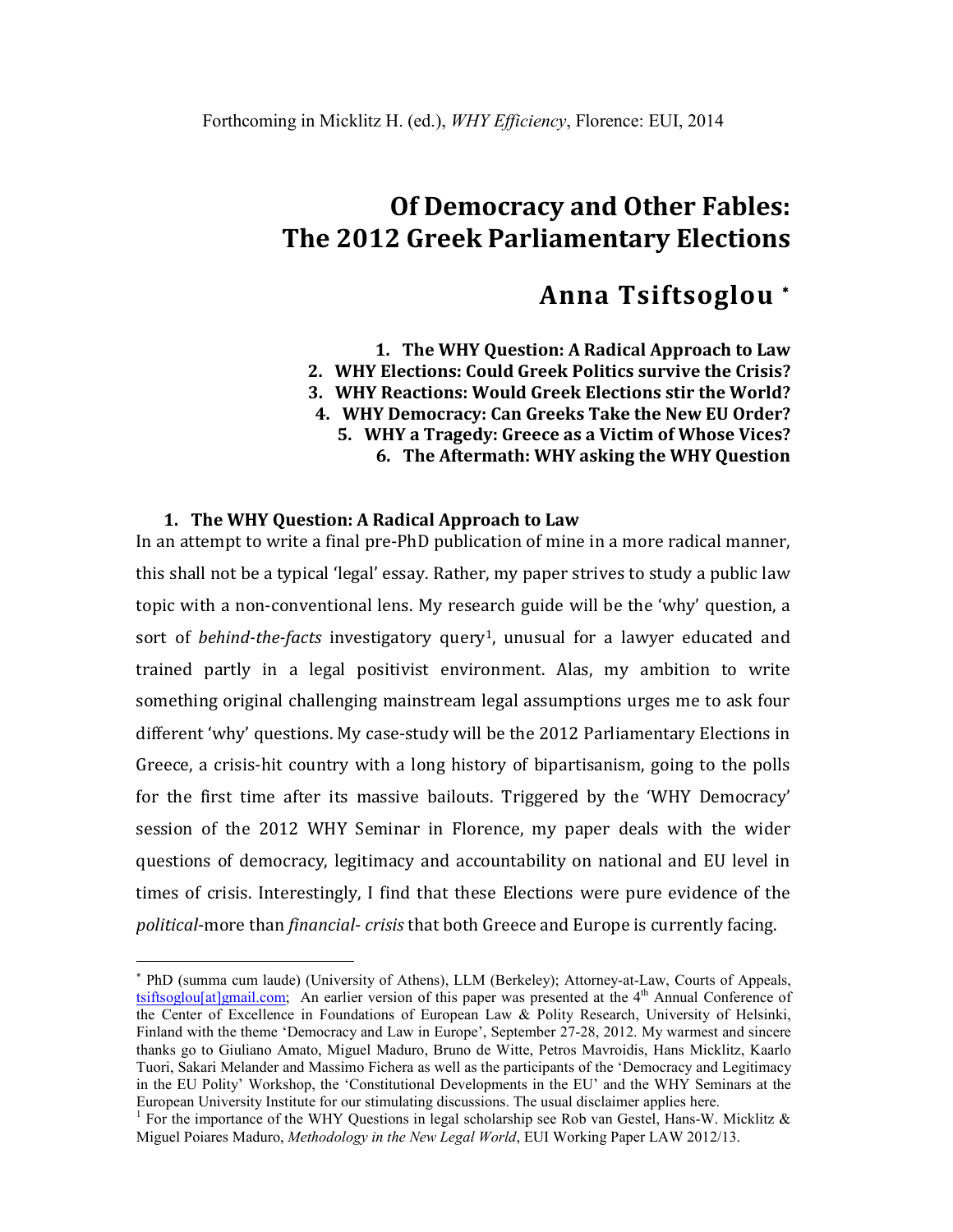Forthcoming in Micklitz H. (ed.), *WHY Efficiency*, Florence: EUI, 2014

# Of Democracy and Other Fables: The 2012 Greek Parliamentary Elections

## Anna Tsiftsoglou *

1. **The WHY Question: A Radical Approach to Law**
2. **WHY Elections: Could Greek Politics survive the Crisis?**
3. **WHY Reactions: Would Greek Elections stir the World?**
4. **WHY Democracy: Can Greeks Take the New EU Order?**
5. **WHY a Tragedy: Greece as a Victim of Whose Vices?**
6. **The Aftermath: WHY asking the WHY Question**

### 1. The WHY Question: A Radical Approach to Law

In an attempt to write a final pre-PhD publication of mine in a more radical manner, this shall not be a typical 'legal' essay. Rather, my paper strives to study a public law topic with a non-conventional lens. My research guide will be the 'why' question, a sort of *behind-the-facts* investigatory query[1], unusual for a lawyer educated and trained partly in a legal positivist environment. Alas, my ambition to write something original challenging mainstream legal assumptions urges me to ask four different 'why' questions. My case-study will be the 2012 Parliamentary Elections in Greece, a crisis-hit country with a long history of bipartisanism, going to the polls for the first time after its massive bailouts. Triggered by the 'WHY Democracy' session of the 2012 WHY Seminar in Florence, my paper deals with the wider questions of democracy, legitimacy and accountability on national and EU level in times of crisis. Interestingly, I find that these Elections were pure evidence of the *political*-more than *financial*- *crisis* that both Greece and Europe is currently facing.

---

* PhD (summa cum laude) (University of Athens), LLM (Berkeley); Attorney-at-Law, Courts of Appeals, tsiftsoglou[at]gmail.com; An earlier version of this paper was presented at the 4th Annual Conference of the Center of Excellence in Foundations of European Law & Polity Research, University of Helsinki, Finland with the theme 'Democracy and Law in Europe', September 27-28, 2012. My warmest and sincere thanks go to Giuliano Amato, Miguel Maduro, Bruno de Witte, Petros Mavroidis, Hans Micklitz, Kaarlo Tuori, Sakari Melander and Massimo Fichera as well as the participants of the 'Democracy and Legitimacy in the EU Polity' Workshop, the 'Constitutional Developments in the EU' and the WHY Seminars at the European University Institute for our stimulating discussions. The usual disclaimer applies here.

[1] For the importance of the WHY Questions in legal scholarship see Rob van Gestel, Hans-W. Micklitz & Miguel Poiares Maduro, *Methodology in the New Legal World*, EUI Working Paper LAW 2012/13.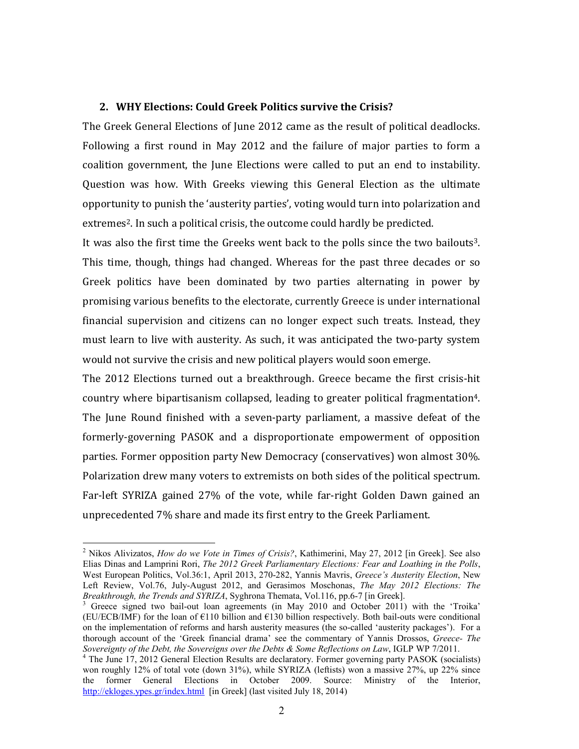## 2. WHY Elections: Could Greek Politics survive the Crisis?

The Greek General Elections of June 2012 came as the result of political deadlocks. Following a first round in May 2012 and the failure of major parties to form a coalition government, the June Elections were called to put an end to instability. Question was how. With Greeks viewing this General Election as the ultimate opportunity to punish the 'austerity parties', voting would turn into polarization and extremes[2]. In such a political crisis, the outcome could hardly be predicted.

It was also the first time the Greeks went back to the polls since the two bailouts[3]. This time, though, things had changed. Whereas for the past three decades or so Greek politics have been dominated by two parties alternating in power by promising various benefits to the electorate, currently Greece is under international financial supervision and citizens can no longer expect such treats. Instead, they must learn to live with austerity. As such, it was anticipated the two-party system would not survive the crisis and new political players would soon emerge.

The 2012 Elections turned out a breakthrough. Greece became the first crisis-hit country where bipartisanism collapsed, leading to greater political fragmentation[4]. The June Round finished with a seven-party parliament, a massive defeat of the formerly-governing PASOK and a disproportionate empowerment of opposition parties. Former opposition party New Democracy (conservatives) won almost 30%. Polarization drew many voters to extremists on both sides of the political spectrum. Far-left SYRIZA gained 27% of the vote, while far-right Golden Dawn gained an unprecedented 7% share and made its first entry to the Greek Parliament.

---

[2] Nikos Alivizatos, *How do we Vote in Times of Crisis?*, Kathimerini, May 27, 2012 [in Greek]. See also Elias Dinas and Lamprini Rori, *The 2012 Greek Parliamentary Elections: Fear and Loathing in the Polls*, West European Politics, Vol.36:1, April 2013, 270-282, Yannis Mavris, *Greece's Austerity Election*, New Left Review, Vol.76, July-August 2012, and Gerasimos Moschonas, *The May 2012 Elections: The Breakthrough, the Trends and SYRIZA*, Syghrona Themata, Vol.116, pp.6-7 [in Greek].

[3] Greece signed two bail-out loan agreements (in May 2010 and October 2011) with the 'Troika' (EU/ECB/IMF) for the loan of €110 billion and €130 billion respectively. Both bail-outs were conditional on the implementation of reforms and harsh austerity measures (the so-called 'austerity packages'). For a thorough account of the 'Greek financial drama' see the commentary of Yannis Drossos, *Greece- The Sovereignty of the Debt, the Sovereigns over the Debts & Some Reflections on Law*, IGLP WP 7/2011.

[4] The June 17, 2012 General Election Results are declaratory. Former governing party PASOK (socialists) won roughly 12% of total vote (down 31%), while SYRIZA (leftists) won a massive 27%, up 22% since the former General Elections in October 2009. Source: Ministry of the Interior, http://ekloges.ypes.gr/index.html [in Greek] (last visited July 18, 2014)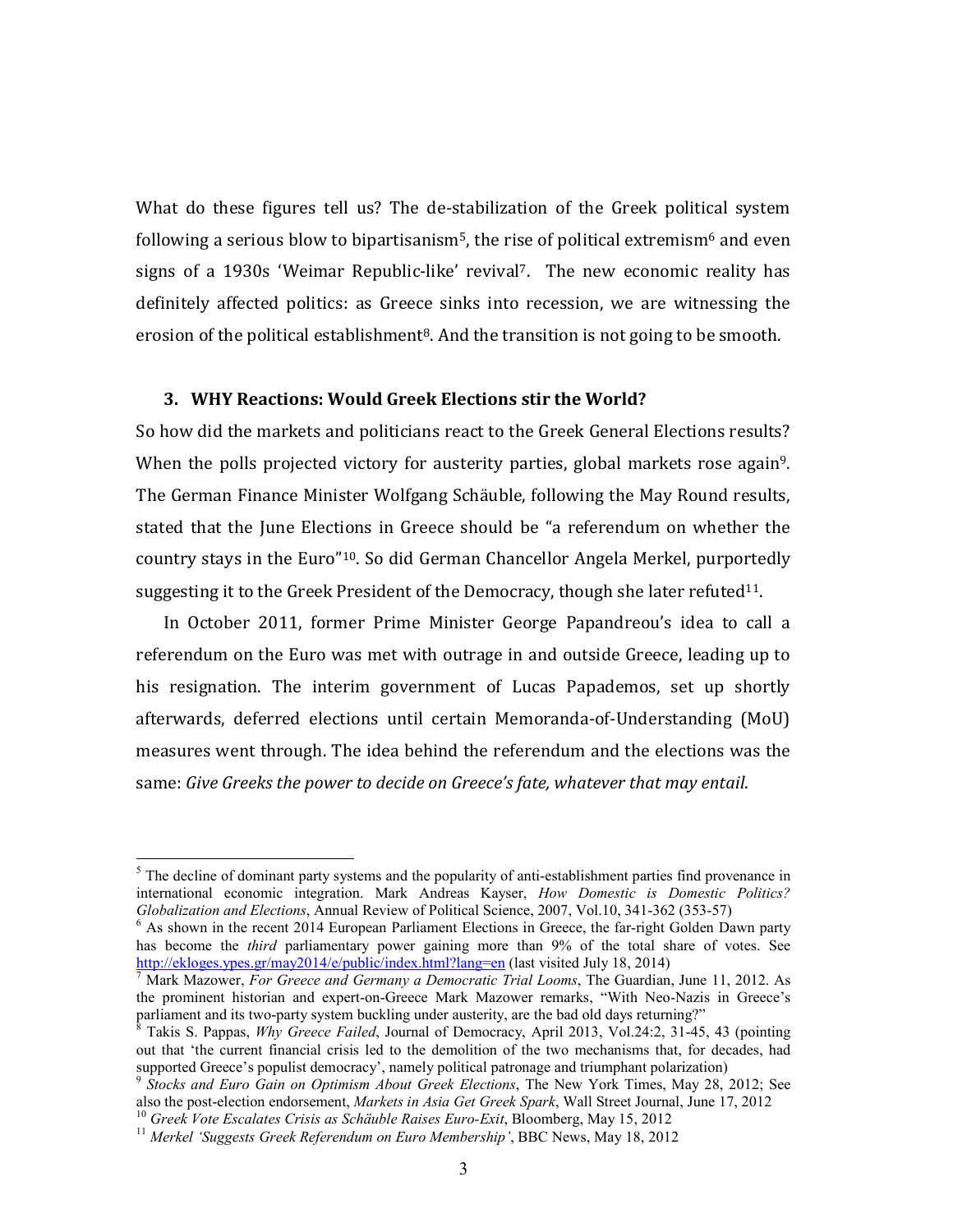What do these figures tell us? The de-stabilization of the Greek political system following a serious blow to bipartisanism[5], the rise of political extremism[6] and even signs of a 1930s 'Weimar Republic-like' revival[7]. The new economic reality has definitely affected politics: as Greece sinks into recession, we are witnessing the erosion of the political establishment[8]. And the transition is not going to be smooth.

### 3. WHY Reactions: Would Greek Elections stir the World?

So how did the markets and politicians react to the Greek General Elections results? When the polls projected victory for austerity parties, global markets rose again[9]. The German Finance Minister Wolfgang Schäuble, following the May Round results, stated that the June Elections in Greece should be "a referendum on whether the country stays in the Euro"[10]. So did German Chancellor Angela Merkel, purportedly suggesting it to the Greek President of the Democracy, though she later refuted[11].

In October 2011, former Prime Minister George Papandreou's idea to call a referendum on the Euro was met with outrage in and outside Greece, leading up to his resignation. The interim government of Lucas Papademos, set up shortly afterwards, deferred elections until certain Memoranda-of-Understanding (MoU) measures went through. The idea behind the referendum and the elections was the same: *Give Greeks the power to decide on Greece's fate, whatever that may entail.*

---

[5] The decline of dominant party systems and the popularity of anti-establishment parties find provenance in international economic integration. Mark Andreas Kayser, *How Domestic is Domestic Politics? Globalization and Elections*, Annual Review of Political Science, 2007, Vol.10, 341-362 (353-57)

[6] As shown in the recent 2014 European Parliament Elections in Greece, the far-right Golden Dawn party has become the *third* parliamentary power gaining more than 9% of the total share of votes. See http://ekloges.ypes.gr/may2014/e/public/index.html?lang=en (last visited July 18, 2014)

[7] Mark Mazower, *For Greece and Germany a Democratic Trial Looms*, The Guardian, June 11, 2012. As the prominent historian and expert-on-Greece Mark Mazower remarks, "With Neo-Nazis in Greece's parliament and its two-party system buckling under austerity, are the bad old days returning?"

[8] Takis S. Pappas, *Why Greece Failed*, Journal of Democracy, April 2013, Vol.24:2, 31-45, 43 (pointing out that 'the current financial crisis led to the demolition of the two mechanisms that, for decades, had supported Greece's populist democracy', namely political patronage and triumphant polarization)

[9] *Stocks and Euro Gain on Optimism About Greek Elections*, The New York Times, May 28, 2012; See also the post-election endorsement, *Markets in Asia Get Greek Spark*, Wall Street Journal, June 17, 2012

[10] *Greek Vote Escalates Crisis as Schäuble Raises Euro-Exit*, Bloomberg, May 15, 2012

[11] *Merkel 'Suggests Greek Referendum on Euro Membership'*, BBC News, May 18, 2012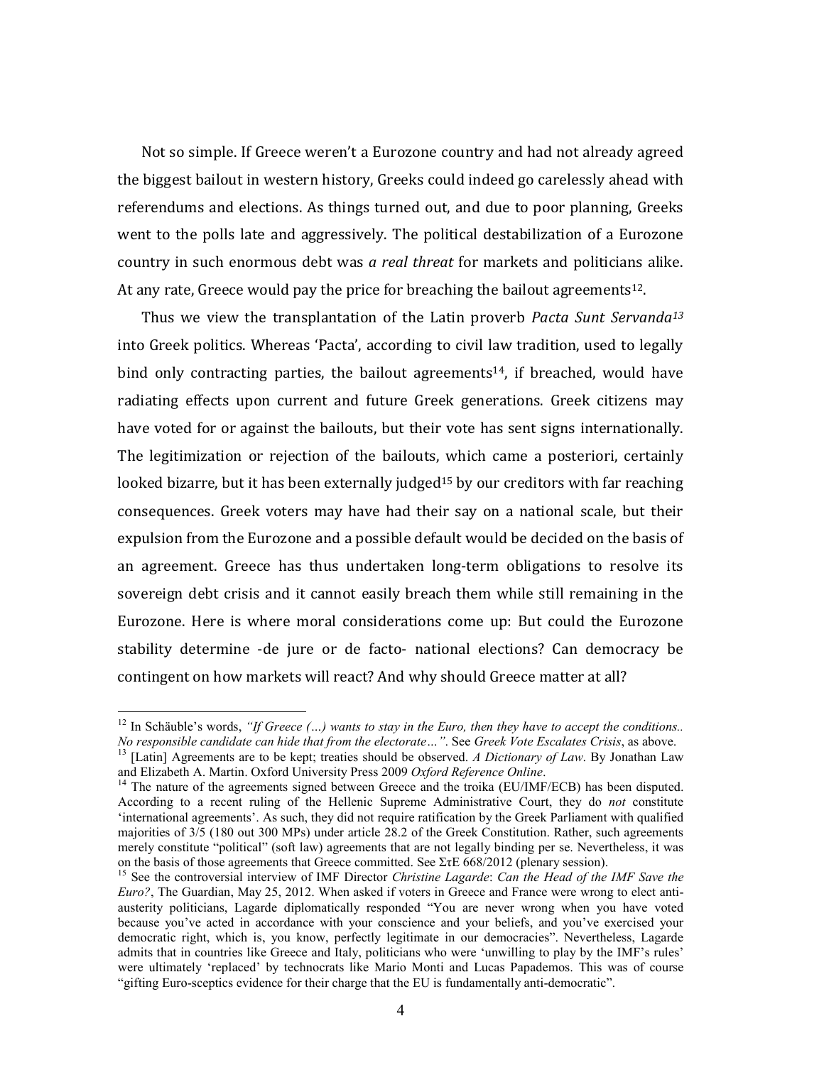Not so simple. If Greece weren't a Eurozone country and had not already agreed the biggest bailout in western history, Greeks could indeed go carelessly ahead with referendums and elections. As things turned out, and due to poor planning, Greeks went to the polls late and aggressively. The political destabilization of a Eurozone country in such enormous debt was *a real threat* for markets and politicians alike. At any rate, Greece would pay the price for breaching the bailout agreements[12].

Thus we view the transplantation of the Latin proverb *Pacta Sunt Servanda*[13] into Greek politics. Whereas 'Pacta', according to civil law tradition, used to legally bind only contracting parties, the bailout agreements[14], if breached, would have radiating effects upon current and future Greek generations. Greek citizens may have voted for or against the bailouts, but their vote has sent signs internationally. The legitimization or rejection of the bailouts, which came a posteriori, certainly looked bizarre, but it has been externally judged[15] by our creditors with far reaching consequences. Greek voters may have had their say on a national scale, but their expulsion from the Eurozone and a possible default would be decided on the basis of an agreement. Greece has thus undertaken long-term obligations to resolve its sovereign debt crisis and it cannot easily breach them while still remaining in the Eurozone. Here is where moral considerations come up: But could the Eurozone stability determine -de jure or de facto- national elections? Can democracy be contingent on how markets will react? And why should Greece matter at all?

---

[12] In Schäuble's words, *"If Greece (…) wants to stay in the Euro, then they have to accept the conditions.. No responsible candidate can hide that from the electorate…"*. See *Greek Vote Escalates Crisis*, as above.

[13] [Latin] Agreements are to be kept; treaties should be observed. *A Dictionary of Law*. By Jonathan Law and Elizabeth A. Martin. Oxford University Press 2009 *Oxford Reference Online*.

[14] The nature of the agreements signed between Greece and the troika (EU/IMF/ECB) has been disputed. According to a recent ruling of the Hellenic Supreme Administrative Court, they do *not* constitute 'international agreements'. As such, they did not require ratification by the Greek Parliament with qualified majorities of 3/5 (180 out 300 MPs) under article 28.2 of the Greek Constitution. Rather, such agreements merely constitute "political" (soft law) agreements that are not legally binding per se. Nevertheless, it was on the basis of those agreements that Greece committed. See ΣτΕ 668/2012 (plenary session).

[15] See the controversial interview of IMF Director *Christine Lagarde*: *Can the Head of the IMF Save the Euro?*, The Guardian, May 25, 2012. When asked if voters in Greece and France were wrong to elect anti-austerity politicians, Lagarde diplomatically responded "You are never wrong when you have voted because you've acted in accordance with your conscience and your beliefs, and you've exercised your democratic right, which is, you know, perfectly legitimate in our democracies". Nevertheless, Lagarde admits that in countries like Greece and Italy, politicians who were 'unwilling to play by the IMF's rules' were ultimately 'replaced' by technocrats like Mario Monti and Lucas Papademos. This was of course "gifting Euro-sceptics evidence for their charge that the EU is fundamentally anti-democratic".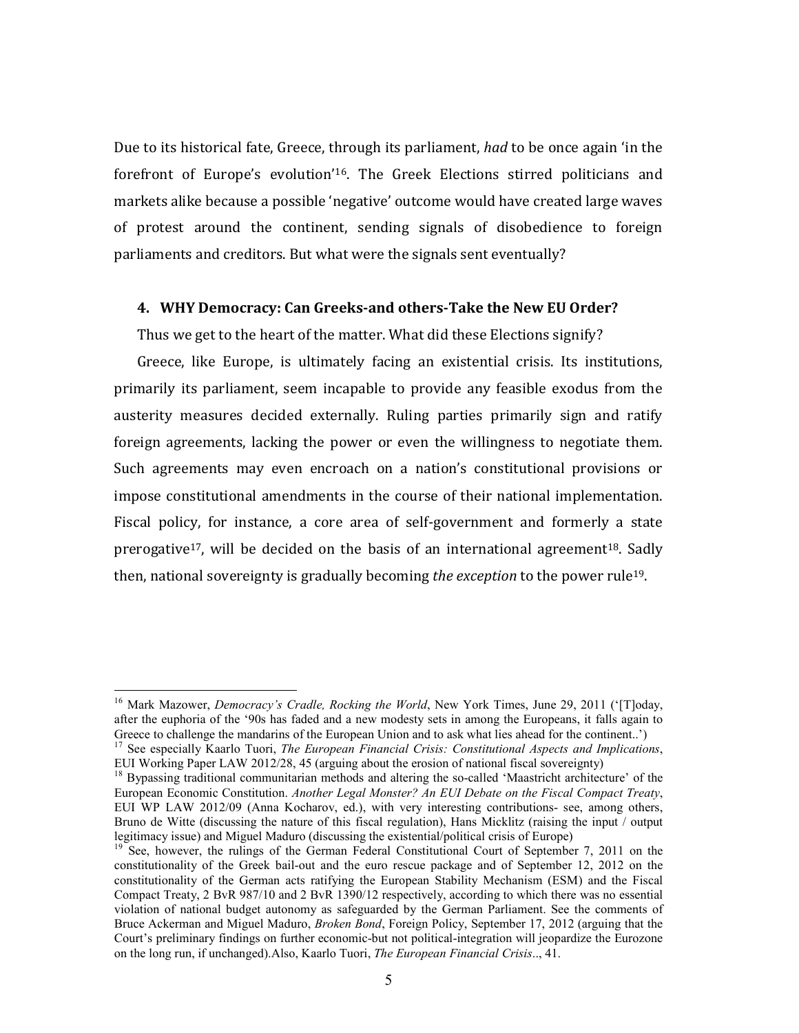Due to its historical fate, Greece, through its parliament, *had* to be once again 'in the forefront of Europe's evolution'[16]. The Greek Elections stirred politicians and markets alike because a possible 'negative' outcome would have created large waves of protest around the continent, sending signals of disobedience to foreign parliaments and creditors. But what were the signals sent eventually?

#### 4. WHY Democracy: Can Greeks-and others-Take the New EU Order?

Thus we get to the heart of the matter. What did these Elections signify?

Greece, like Europe, is ultimately facing an existential crisis. Its institutions, primarily its parliament, seem incapable to provide any feasible exodus from the austerity measures decided externally. Ruling parties primarily sign and ratify foreign agreements, lacking the power or even the willingness to negotiate them. Such agreements may even encroach on a nation's constitutional provisions or impose constitutional amendments in the course of their national implementation. Fiscal policy, for instance, a core area of self-government and formerly a state prerogative[17], will be decided on the basis of an international agreement[18]. Sadly then, national sovereignty is gradually becoming *the exception* to the power rule[19].

---

[16] Mark Mazower, *Democracy's Cradle, Rocking the World*, New York Times, June 29, 2011 ('[T]oday, after the euphoria of the '90s has faded and a new modesty sets in among the Europeans, it falls again to Greece to challenge the mandarins of the European Union and to ask what lies ahead for the continent..')

[17] See especially Kaarlo Tuori, *The European Financial Crisis: Constitutional Aspects and Implications*, EUI Working Paper LAW 2012/28, 45 (arguing about the erosion of national fiscal sovereignty)

[18] Bypassing traditional communitarian methods and altering the so-called 'Maastricht architecture' of the European Economic Constitution. *Another Legal Monster? An EUI Debate on the Fiscal Compact Treaty*, EUI WP LAW 2012/09 (Anna Kocharov, ed.), with very interesting contributions- see, among others, Bruno de Witte (discussing the nature of this fiscal regulation), Hans Micklitz (raising the input / output legitimacy issue) and Miguel Maduro (discussing the existential/political crisis of Europe)

[19] See, however, the rulings of the German Federal Constitutional Court of September 7, 2011 on the constitutionality of the Greek bail-out and the euro rescue package and of September 12, 2012 on the constitutionality of the German acts ratifying the European Stability Mechanism (ESM) and the Fiscal Compact Treaty, 2 BvR 987/10 and 2 BvR 1390/12 respectively, according to which there was no essential violation of national budget autonomy as safeguarded by the German Parliament. See the comments of Bruce Ackerman and Miguel Maduro, *Broken Bond*, Foreign Policy, September 17, 2012 (arguing that the Court's preliminary findings on further economic-but not political-integration will jeopardize the Eurozone on the long run, if unchanged).Also, Kaarlo Tuori, *The European Financial Crisis*.., 41.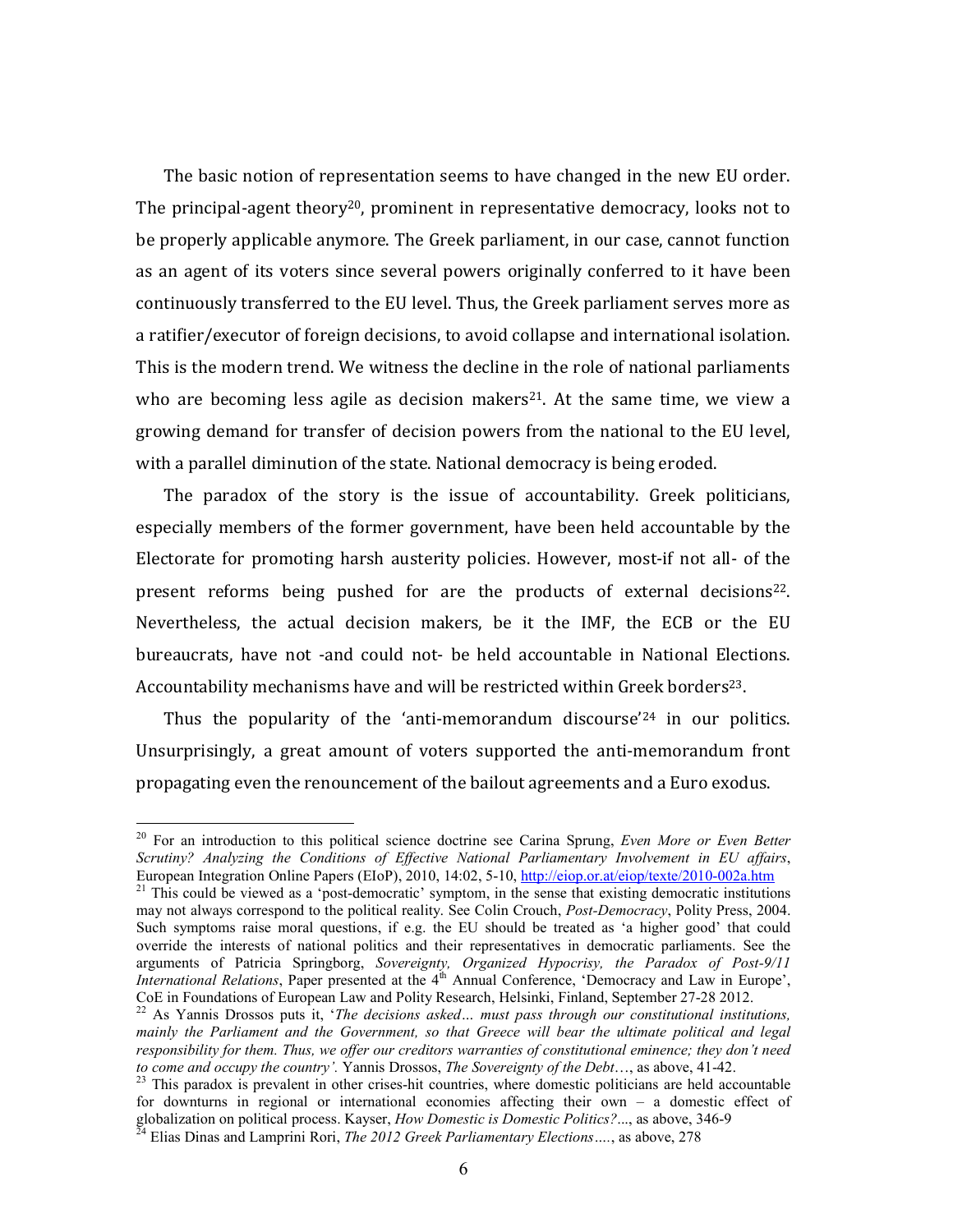The basic notion of representation seems to have changed in the new EU order. The principal-agent theory[20], prominent in representative democracy, looks not to be properly applicable anymore. The Greek parliament, in our case, cannot function as an agent of its voters since several powers originally conferred to it have been continuously transferred to the EU level. Thus, the Greek parliament serves more as a ratifier/executor of foreign decisions, to avoid collapse and international isolation. This is the modern trend. We witness the decline in the role of national parliaments who are becoming less agile as decision makers[21]. At the same time, we view a growing demand for transfer of decision powers from the national to the EU level, with a parallel diminution of the state. National democracy is being eroded.

The paradox of the story is the issue of accountability. Greek politicians, especially members of the former government, have been held accountable by the Electorate for promoting harsh austerity policies. However, most-if not all- of the present reforms being pushed for are the products of external decisions[22]. Nevertheless, the actual decision makers, be it the IMF, the ECB or the EU bureaucrats, have not -and could not- be held accountable in National Elections. Accountability mechanisms have and will be restricted within Greek borders[23].

Thus the popularity of the 'anti-memorandum discourse'[24] in our politics. Unsurprisingly, a great amount of voters supported the anti-memorandum front propagating even the renouncement of the bailout agreements and a Euro exodus.

---

[20] For an introduction to this political science doctrine see Carina Sprung, *Even More or Even Better Scrutiny? Analyzing the Conditions of Effective National Parliamentary Involvement in EU affairs*, European Integration Online Papers (EIoP), 2010, 14:02, 5-10, http://eiop.or.at/eiop/texte/2010-002a.htm

[21] This could be viewed as a 'post-democratic' symptom, in the sense that existing democratic institutions may not always correspond to the political reality. See Colin Crouch, *Post-Democracy*, Polity Press, 2004. Such symptoms raise moral questions, if e.g. the EU should be treated as 'a higher good' that could override the interests of national politics and their representatives in democratic parliaments. See the arguments of Patricia Springborg, *Sovereignty, Organized Hypocrisy, the Paradox of Post-9/11 International Relations*, Paper presented at the 4th Annual Conference, 'Democracy and Law in Europe', CoE in Foundations of European Law and Polity Research, Helsinki, Finland, September 27-28 2012.

[22] As Yannis Drossos puts it, '*The decisions asked… must pass through our constitutional institutions, mainly the Parliament and the Government, so that Greece will bear the ultimate political and legal responsibility for them. Thus, we offer our creditors warranties of constitutional eminence; they don't need to come and occupy the country'.* Yannis Drossos, *The Sovereignty of the Debt*…, as above, 41-42.

[23] This paradox is prevalent in other crises-hit countries, where domestic politicians are held accountable for downturns in regional or international economies affecting their own – a domestic effect of globalization on political process. Kayser, *How Domestic is Domestic Politics?*..., as above, 346-9

[24] Elias Dinas and Lamprini Rori, *The 2012 Greek Parliamentary Elections….*, as above, 278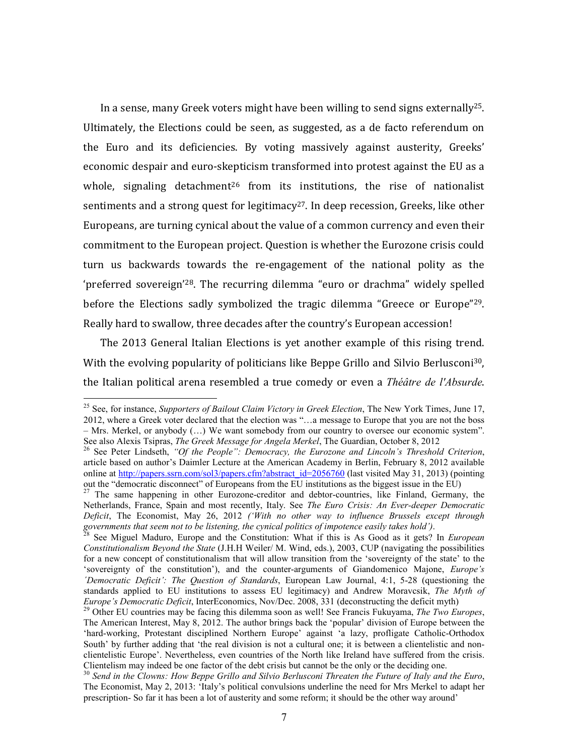In a sense, many Greek voters might have been willing to send signs externally[25]. Ultimately, the Elections could be seen, as suggested, as a de facto referendum on the Euro and its deficiencies. By voting massively against austerity, Greeks' economic despair and euro-skepticism transformed into protest against the EU as a whole, signaling detachment[26] from its institutions, the rise of nationalist sentiments and a strong quest for legitimacy[27]. In deep recession, Greeks, like other Europeans, are turning cynical about the value of a common currency and even their commitment to the European project. Question is whether the Eurozone crisis could turn us backwards towards the re-engagement of the national polity as the 'preferred sovereign'[28]. The recurring dilemma "euro or drachma" widely spelled before the Elections sadly symbolized the tragic dilemma "Greece or Europe"[29]. Really hard to swallow, three decades after the country's European accession!

The 2013 General Italian Elections is yet another example of this rising trend. With the evolving popularity of politicians like Beppe Grillo and Silvio Berlusconi[30], the Italian political arena resembled a true comedy or even a *Théâtre de l'Absurde*.

---

[25] See, for instance, *Supporters of Bailout Claim Victory in Greek Election*, The New York Times, June 17, 2012, where a Greek voter declared that the election was "…a message to Europe that you are not the boss – Mrs. Merkel, or anybody (…) We want somebody from our country to oversee our economic system". See also Alexis Tsipras, *The Greek Message for Angela Merkel*, The Guardian, October 8, 2012

[26] See Peter Lindseth, *"Of the People": Democracy, the Eurozone and Lincoln's Threshold Criterion*, article based on author's Daimler Lecture at the American Academy in Berlin, February 8, 2012 available online at http://papers.ssrn.com/sol3/papers.cfm?abstract_id=2056760 (last visited May 31, 2013) (pointing out the "democratic disconnect" of Europeans from the EU institutions as the biggest issue in the EU)

[27] The same happening in other Eurozone-creditor and debtor-countries, like Finland, Germany, the Netherlands, France, Spain and most recently, Italy. See *The Euro Crisis: An Ever-deeper Democratic Deficit*, The Economist, May 26, 2012 *('With no other way to influence Brussels except through governments that seem not to be listening, the cynical politics of impotence easily takes hold')*.

[28] See Miguel Maduro, Europe and the Constitution: What if this is As Good as it gets? In *European Constitutionalism Beyond the State* (J.H.H Weiler/ M. Wind, eds.), 2003, CUP (navigating the possibilities for a new concept of constitutionalism that will allow transition from the 'sovereignty of the state' to the 'sovereignty of the constitution'), and the counter-arguments of Giandomenico Majone, *Europe's 'Democratic Deficit': The Question of Standards*, European Law Journal, 4:1, 5-28 (questioning the standards applied to EU institutions to assess EU legitimacy) and Andrew Moravcsik, *The Myth of Europe's Democratic Deficit*, InterEconomics, Nov/Dec. 2008, 331 (deconstructing the deficit myth)

[29] Other EU countries may be facing this dilemma soon as well! See Francis Fukuyama, *The Two Europes*, The American Interest, May 8, 2012. The author brings back the 'popular' division of Europe between the 'hard-working, Protestant disciplined Northern Europe' against 'a lazy, profligate Catholic-Orthodox South' by further adding that 'the real division is not a cultural one; it is between a clientelistic and non-clientelistic Europe'. Nevertheless, even countries of the North like Ireland have suffered from the crisis. Clientelism may indeed be one factor of the debt crisis but cannot be the only or the deciding one.

[30] *Send in the Clowns: How Beppe Grillo and Silvio Berlusconi Threaten the Future of Italy and the Euro*, The Economist, May 2, 2013: 'Italy's political convulsions underline the need for Mrs Merkel to adapt her prescription- So far it has been a lot of austerity and some reform; it should be the other way around'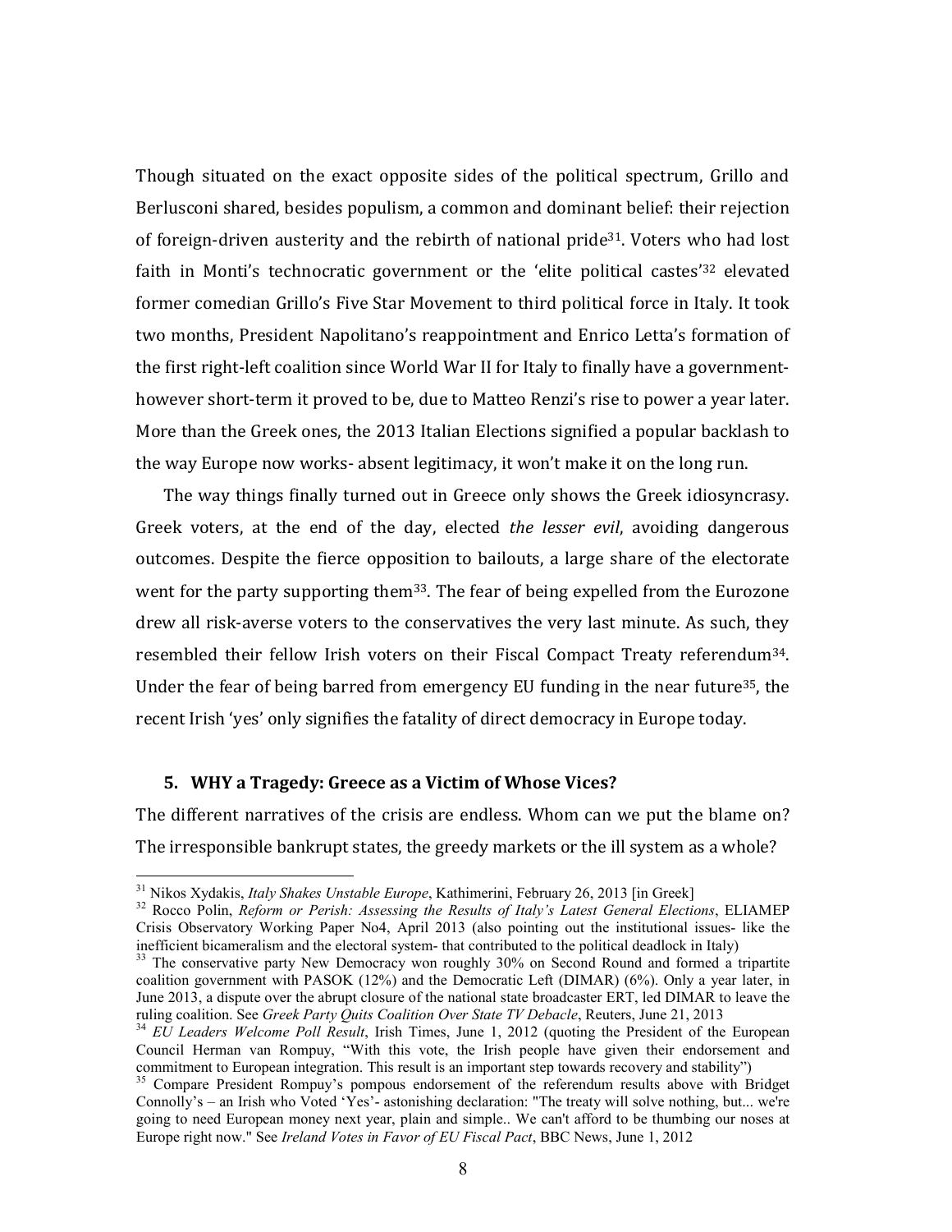Though situated on the exact opposite sides of the political spectrum, Grillo and Berlusconi shared, besides populism, a common and dominant belief: their rejection of foreign-driven austerity and the rebirth of national pride[31]. Voters who had lost faith in Monti's technocratic government or the 'elite political castes'[32] elevated former comedian Grillo's Five Star Movement to third political force in Italy. It took two months, President Napolitano's reappointment and Enrico Letta's formation of the first right-left coalition since World War II for Italy to finally have a government- however short-term it proved to be, due to Matteo Renzi's rise to power a year later. More than the Greek ones, the 2013 Italian Elections signified a popular backlash to the way Europe now works- absent legitimacy, it won't make it on the long run.

The way things finally turned out in Greece only shows the Greek idiosyncrasy. Greek voters, at the end of the day, elected *the lesser evil*, avoiding dangerous outcomes. Despite the fierce opposition to bailouts, a large share of the electorate went for the party supporting them[33]. The fear of being expelled from the Eurozone drew all risk-averse voters to the conservatives the very last minute. As such, they resembled their fellow Irish voters on their Fiscal Compact Treaty referendum[34]. Under the fear of being barred from emergency EU funding in the near future[35], the recent Irish 'yes' only signifies the fatality of direct democracy in Europe today.

### 5. WHY a Tragedy: Greece as a Victim of Whose Vices?

The different narratives of the crisis are endless. Whom can we put the blame on? The irresponsible bankrupt states, the greedy markets or the ill system as a whole?

---

[31] Nikos Xydakis, *Italy Shakes Unstable Europe*, Kathimerini, February 26, 2013 [in Greek]

[32] Rocco Polin, *Reform or Perish: Assessing the Results of Italy's Latest General Elections*, ELIAMEP Crisis Observatory Working Paper No4, April 2013 (also pointing out the institutional issues- like the inefficient bicameralism and the electoral system- that contributed to the political deadlock in Italy)

[33] The conservative party New Democracy won roughly 30% on Second Round and formed a tripartite coalition government with PASOK (12%) and the Democratic Left (DIMAR) (6%). Only a year later, in June 2013, a dispute over the abrupt closure of the national state broadcaster ERT, led DIMAR to leave the ruling coalition. See *Greek Party Quits Coalition Over State TV Debacle*, Reuters, June 21, 2013

[34] *EU Leaders Welcome Poll Result*, Irish Times, June 1, 2012 (quoting the President of the European Council Herman van Rompuy, "With this vote, the Irish people have given their endorsement and commitment to European integration. This result is an important step towards recovery and stability")

[35] Compare President Rompuy's pompous endorsement of the referendum results above with Bridget Connolly's – an Irish who Voted 'Yes'- astonishing declaration: "The treaty will solve nothing, but... we're going to need European money next year, plain and simple.. We can't afford to be thumbing our noses at Europe right now." See *Ireland Votes in Favor of EU Fiscal Pact*, BBC News, June 1, 2012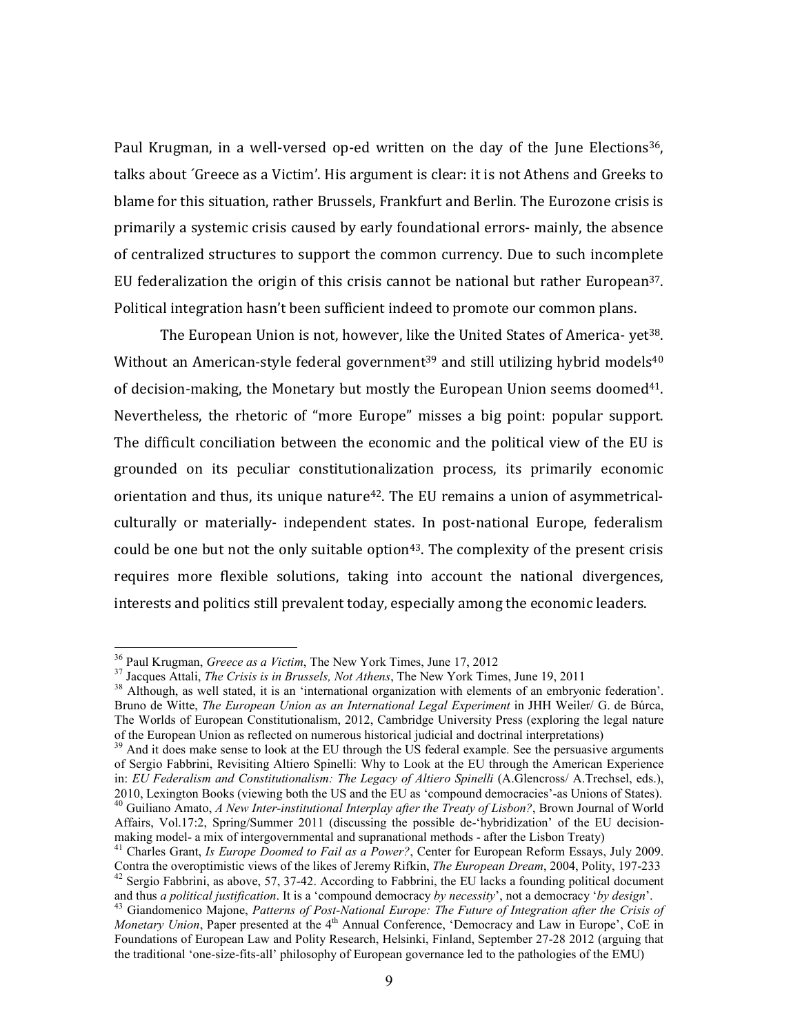Paul Krugman, in a well-versed op-ed written on the day of the June Elections[36], talks about ´Greece as a Victim'. His argument is clear: it is not Athens and Greeks to blame for this situation, rather Brussels, Frankfurt and Berlin. The Eurozone crisis is primarily a systemic crisis caused by early foundational errors- mainly, the absence of centralized structures to support the common currency. Due to such incomplete EU federalization the origin of this crisis cannot be national but rather European[37]. Political integration hasn't been sufficient indeed to promote our common plans.

The European Union is not, however, like the United States of America- yet[38]. Without an American-style federal government[39] and still utilizing hybrid models[40] of decision-making, the Monetary but mostly the European Union seems doomed[41]. Nevertheless, the rhetoric of "more Europe" misses a big point: popular support. The difficult conciliation between the economic and the political view of the EU is grounded on its peculiar constitutionalization process, its primarily economic orientation and thus, its unique nature[42]. The EU remains a union of asymmetrical-culturally or materially- independent states. In post-national Europe, federalism could be one but not the only suitable option[43]. The complexity of the present crisis requires more flexible solutions, taking into account the national divergences, interests and politics still prevalent today, especially among the economic leaders.

---

[36] Paul Krugman, *Greece as a Victim*, The New York Times, June 17, 2012

[37] Jacques Attali, *The Crisis is in Brussels, Not Athens*, The New York Times, June 19, 2011

[38] Although, as well stated, it is an 'international organization with elements of an embryonic federation'. Bruno de Witte, *The European Union as an International Legal Experiment* in JHH Weiler/ G. de Búrca, The Worlds of European Constitutionalism, 2012, Cambridge University Press (exploring the legal nature of the European Union as reflected on numerous historical judicial and doctrinal interpretations)

[39] And it does make sense to look at the EU through the US federal example. See the persuasive arguments of Sergio Fabbrini, Revisiting Altiero Spinelli: Why to Look at the EU through the American Experience in: *EU Federalism and Constitutionalism: The Legacy of Altiero Spinelli* (A.Glencross/ A.Trechsel, eds.), 2010, Lexington Books (viewing both the US and the EU as 'compound democracies'-as Unions of States).

[40] Guiliano Amato, *A New Inter-institutional Interplay after the Treaty of Lisbon?*, Brown Journal of World Affairs, Vol.17:2, Spring/Summer 2011 (discussing the possible de-'hybridization' of the EU decision-making model- a mix of intergovernmental and supranational methods - after the Lisbon Treaty)

[41] Charles Grant, *Is Europe Doomed to Fail as a Power?*, Center for European Reform Essays, July 2009. Contra the overoptimistic views of the likes of Jeremy Rifkin, *The European Dream*, 2004, Polity, 197-233

[42] Sergio Fabbrini, as above, 57, 37-42. According to Fabbrini, the EU lacks a founding political document and thus *a political justification*. It is a 'compound democracy *by necessity*', not a democracy '*by design*'.

[43] Giandomenico Majone, *Patterns of Post-National Europe: The Future of Integration after the Crisis of Monetary Union*, Paper presented at the 4th Annual Conference, 'Democracy and Law in Europe', CoE in Foundations of European Law and Polity Research, Helsinki, Finland, September 27-28 2012 (arguing that the traditional 'one-size-fits-all' philosophy of European governance led to the pathologies of the EMU)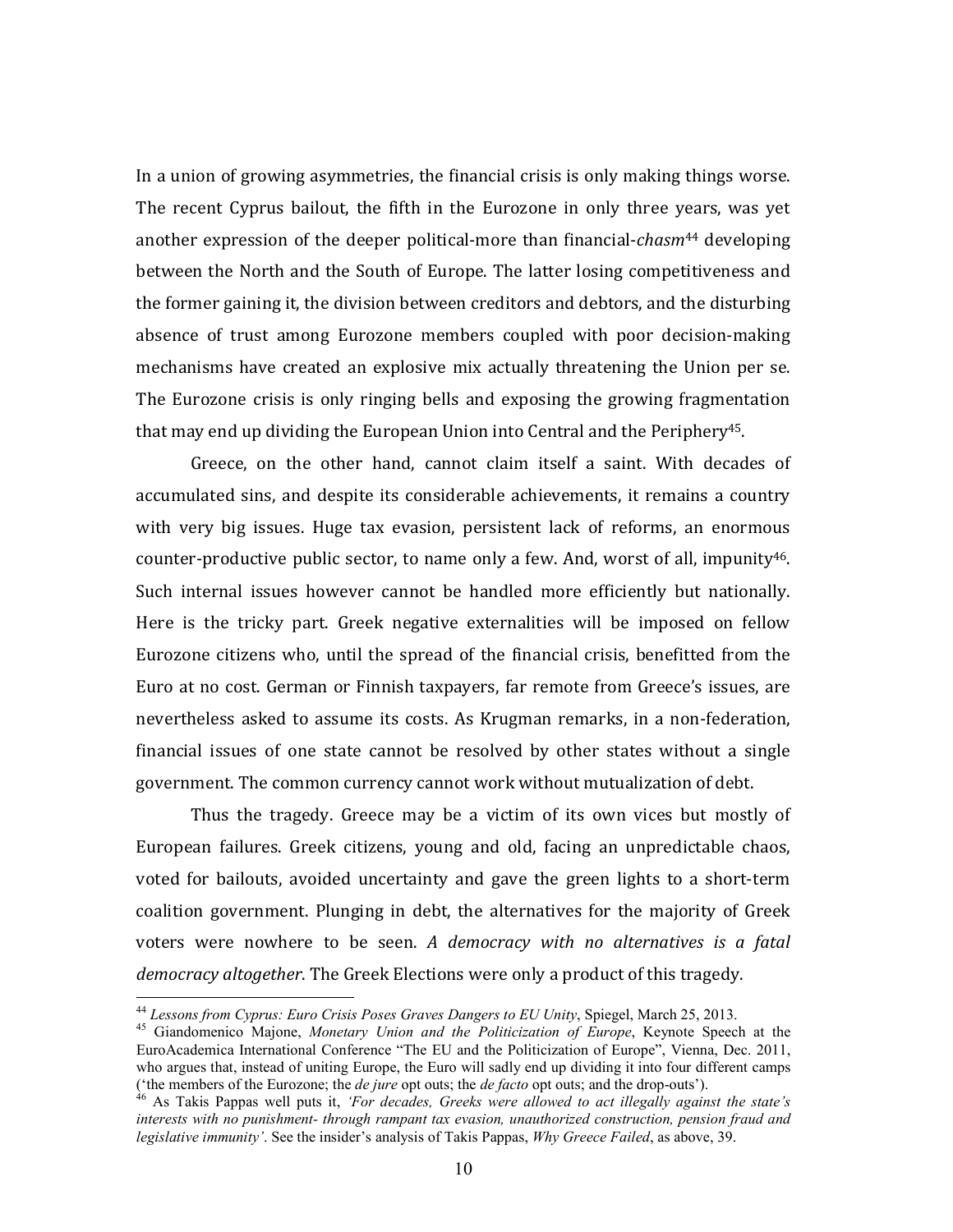In a union of growing asymmetries, the financial crisis is only making things worse. The recent Cyprus bailout, the fifth in the Eurozone in only three years, was yet another expression of the deeper political-more than financial-*chasm*[44] developing between the North and the South of Europe. The latter losing competitiveness and the former gaining it, the division between creditors and debtors, and the disturbing absence of trust among Eurozone members coupled with poor decision-making mechanisms have created an explosive mix actually threatening the Union per se. The Eurozone crisis is only ringing bells and exposing the growing fragmentation that may end up dividing the European Union into Central and the Periphery[45].

Greece, on the other hand, cannot claim itself a saint. With decades of accumulated sins, and despite its considerable achievements, it remains a country with very big issues. Huge tax evasion, persistent lack of reforms, an enormous counter-productive public sector, to name only a few. And, worst of all, impunity[46]. Such internal issues however cannot be handled more efficiently but nationally. Here is the tricky part. Greek negative externalities will be imposed on fellow Eurozone citizens who, until the spread of the financial crisis, benefitted from the Euro at no cost. German or Finnish taxpayers, far remote from Greece's issues, are nevertheless asked to assume its costs. As Krugman remarks, in a non-federation, financial issues of one state cannot be resolved by other states without a single government. The common currency cannot work without mutualization of debt.

Thus the tragedy. Greece may be a victim of its own vices but mostly of European failures. Greek citizens, young and old, facing an unpredictable chaos, voted for bailouts, avoided uncertainty and gave the green lights to a short-term coalition government. Plunging in debt, the alternatives for the majority of Greek voters were nowhere to be seen. *A democracy with no alternatives is a fatal democracy altogether*. The Greek Elections were only a product of this tragedy.

---

[44] *Lessons from Cyprus: Euro Crisis Poses Graves Dangers to EU Unity*, Spiegel, March 25, 2013.

[45] Giandomenico Majone, *Monetary Union and the Politicization of Europe*, Keynote Speech at the EuroAcademica International Conference "The EU and the Politicization of Europe", Vienna, Dec. 2011, who argues that, instead of uniting Europe, the Euro will sadly end up dividing it into four different camps ('the members of the Eurozone; the *de jure* opt outs; the *de facto* opt outs; and the drop-outs').

[46] As Takis Pappas well puts it, *'For decades, Greeks were allowed to act illegally against the state's interests with no punishment- through rampant tax evasion, unauthorized construction, pension fraud and legislative immunity'*. See the insider's analysis of Takis Pappas, *Why Greece Failed*, as above, 39.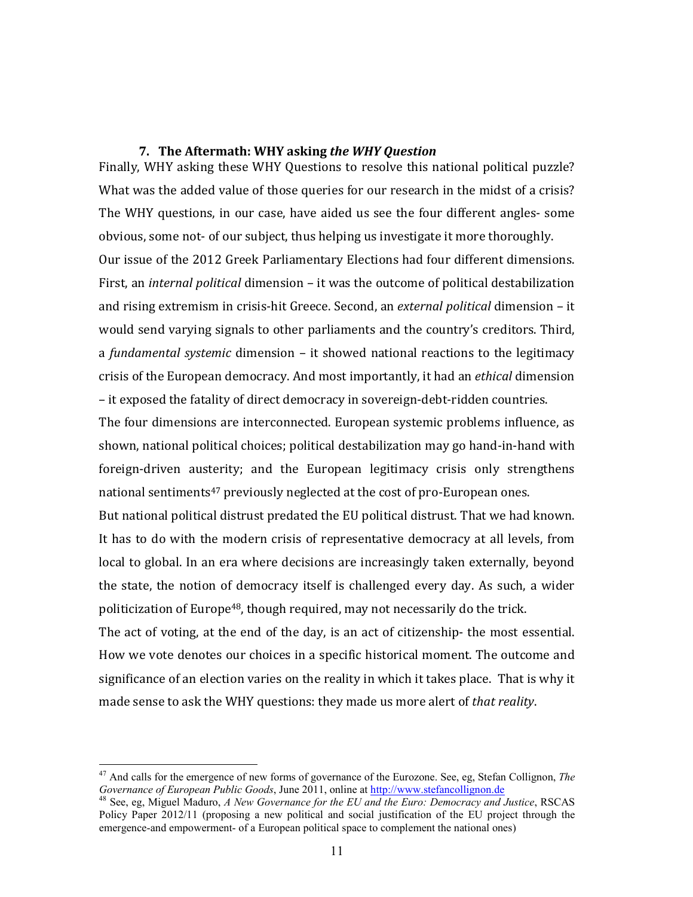## 7. The Aftermath: WHY asking *the WHY Question*

Finally, WHY asking these WHY Questions to resolve this national political puzzle? What was the added value of those queries for our research in the midst of a crisis? The WHY questions, in our case, have aided us see the four different angles- some obvious, some not- of our subject, thus helping us investigate it more thoroughly.

Our issue of the 2012 Greek Parliamentary Elections had four different dimensions. First, an *internal political* dimension – it was the outcome of political destabilization and rising extremism in crisis-hit Greece. Second, an *external political* dimension – it would send varying signals to other parliaments and the country's creditors. Third, a *fundamental systemic* dimension – it showed national reactions to the legitimacy crisis of the European democracy. And most importantly, it had an *ethical* dimension – it exposed the fatality of direct democracy in sovereign-debt-ridden countries.

The four dimensions are interconnected. European systemic problems influence, as shown, national political choices; political destabilization may go hand-in-hand with foreign-driven austerity; and the European legitimacy crisis only strengthens national sentiments[47] previously neglected at the cost of pro-European ones.

But national political distrust predated the EU political distrust. That we had known. It has to do with the modern crisis of representative democracy at all levels, from local to global. In an era where decisions are increasingly taken externally, beyond the state, the notion of democracy itself is challenged every day. As such, a wider politicization of Europe[48], though required, may not necessarily do the trick.

The act of voting, at the end of the day, is an act of citizenship- the most essential. How we vote denotes our choices in a specific historical moment. The outcome and significance of an election varies on the reality in which it takes place. That is why it made sense to ask the WHY questions: they made us more alert of *that reality*.

---

[47] And calls for the emergence of new forms of governance of the Eurozone. See, eg, Stefan Collignon, *The Governance of European Public Goods*, June 2011, online at http://www.stefancollignon.de

[48] See, eg, Miguel Maduro, *A New Governance for the EU and the Euro: Democracy and Justice*, RSCAS Policy Paper 2012/11 (proposing a new political and social justification of the EU project through the emergence-and empowerment- of a European political space to complement the national ones)